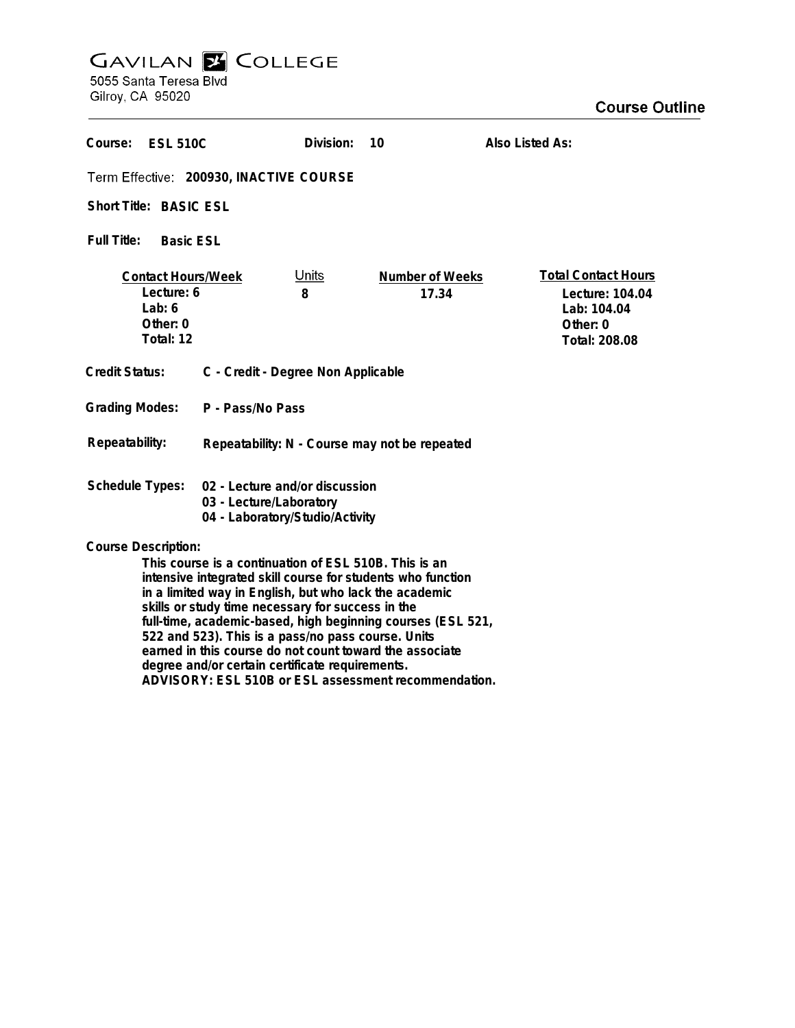# GAVILAN COLLEGE

5055 Santa Teresa Blvd
Gilroy, CA 95020

## Course Outline

**Course:** ESL 510C &nbsp;&nbsp;&nbsp; **Division:** 10 &nbsp;&nbsp;&nbsp; **Also Listed As:**

**Term Effective:** 200930, INACTIVE COURSE

**Short Title:** BASIC ESL

**Full Title:** Basic ESL

| Contact Hours/Week | Units | Number of Weeks | Total Contact Hours |
|---|---|---|---|
| Lecture: 6 | 8 | 17.34 | Lecture: 104.04 |
| Lab: 6 | | | Lab: 104.04 |
| Other: 0 | | | Other: 0 |
| Total: 12 | | | Total: 208.08 |

**Credit Status:** C - Credit - Degree Non Applicable

**Grading Modes:** P - Pass/No Pass

**Repeatability:** Repeatability: N - Course may not be repeated

**Schedule Types:**
- 02 - Lecture and/or discussion
- 03 - Lecture/Laboratory
- 04 - Laboratory/Studio/Activity

**Course Description:**

This course is a continuation of ESL 510B. This is an intensive integrated skill course for students who function in a limited way in English, but who lack the academic skills or study time necessary for success in the full-time, academic-based, high beginning courses (ESL 521, 522 and 523). This is a pass/no pass course. Units earned in this course do not count toward the associate degree and/or certain certificate requirements.
ADVISORY: ESL 510B or ESL assessment recommendation.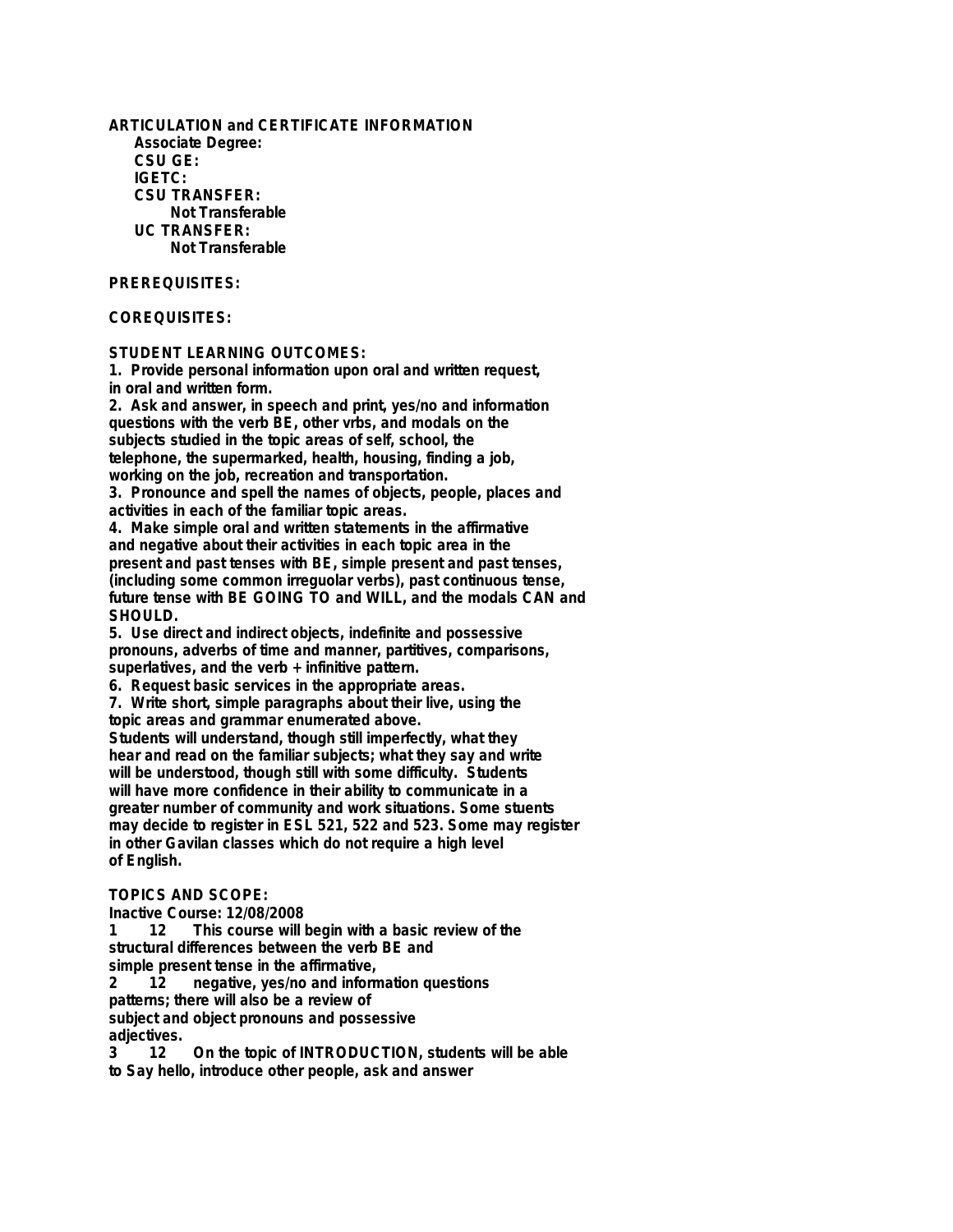**ARTICULATION and CERTIFICATE INFORMATION**

**Associate Degree:**

**CSU GE:**

**IGETC:**

**CSU TRANSFER:**

Not Transferable

**UC TRANSFER:**

Not Transferable

**PREREQUISITES:**

**COREQUISITES:**

**STUDENT LEARNING OUTCOMES:**

1. Provide personal information upon oral and written request, in oral and written form.
2. Ask and answer, in speech and print, yes/no and information questions with the verb BE, other vrbs, and modals on the subjects studied in the topic areas of self, school, the telephone, the supermarked, health, housing, finding a job, working on the job, recreation and transportation.
3. Pronounce and spell the names of objects, people, places and activities in each of the familiar topic areas.
4. Make simple oral and written statements in the affirmative and negative about their activities in each topic area in the present and past tenses with BE, simple present and past tenses, (including some common irreguolar verbs), past continuous tense, future tense with BE GOING TO and WILL, and the modals CAN and SHOULD.
5. Use direct and indirect objects, indefinite and possessive pronouns, adverbs of time and manner, partitives, comparisons, superlatives, and the verb + infinitive pattern.
6. Request basic services in the appropriate areas.
7. Write short, simple paragraphs about their live, using the topic areas and grammar enumerated above.

Students will understand, though still imperfectly, what they hear and read on the familiar subjects; what they say and write will be understood, though still with some difficulty. Students will have more confidence in their ability to communicate in a greater number of community and work situations. Some stuents may decide to register in ESL 521, 522 and 523. Some may register in other Gavilan classes which do not require a high level of English.

**TOPICS AND SCOPE:**

Inactive Course: 12/08/2008

1 12 This course will begin with a basic review of the structural differences between the verb BE and simple present tense in the affirmative,

2 12 negative, yes/no and information questions patterns; there will also be a review of subject and object pronouns and possessive adjectives.

3 12 On the topic of INTRODUCTION, students will be able to Say hello, introduce other people, ask and answer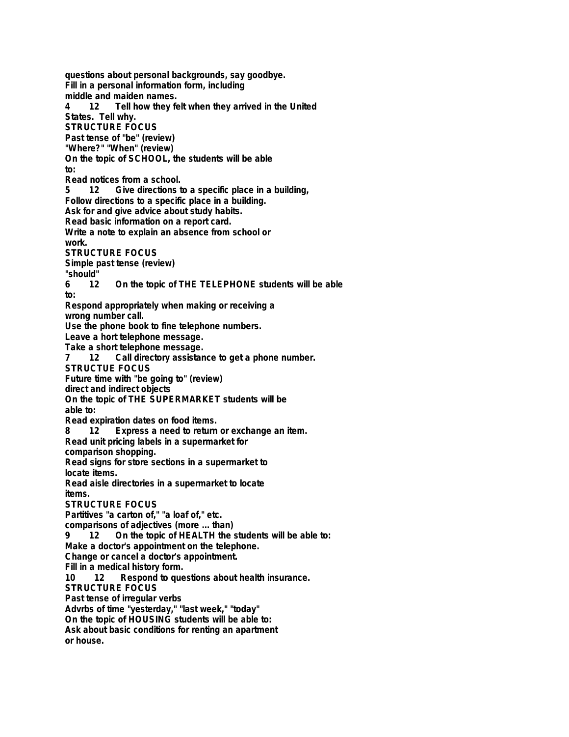**questions about personal backgrounds, say goodbye.**
**Fill in a personal information form, including**
**middle and maiden names.**
**4 12 Tell how they felt when they arrived in the United States. Tell why.**
**STRUCTURE FOCUS**
**Past tense of "be" (review)**
**"Where?" "When" (review)**
**On the topic of SCHOOL, the students will be able to:**
**Read notices from a school.**
**5 12 Give directions to a specific place in a building,**
**Follow directions to a specific place in a building.**
**Ask for and give advice about study habits.**
**Read basic information on a report card.**
**Write a note to explain an absence from school or work.**
**STRUCTURE FOCUS**
**Simple past tense (review)**
**"should"**
**6 12 On the topic of THE TELEPHONE students will be able to:**
**Respond appropriately when making or receiving a wrong number call.**
**Use the phone book to fine telephone numbers.**
**Leave a hort telephone message.**
**Take a short telephone message.**
**7 12 Call directory assistance to get a phone number.**
**STRUCTUE FOCUS**
**Future time with "be going to" (review)**
**direct and indirect objects**
**On the topic of THE SUPERMARKET students will be able to:**
**Read expiration dates on food items.**
**8 12 Express a need to return or exchange an item.**
**Read unit pricing labels in a supermarket for comparison shopping.**
**Read signs for store sections in a supermarket to locate items.**
**Read aisle directories in a supermarket to locate items.**
**STRUCTURE FOCUS**
**Partitives "a carton of," "a loaf of," etc.**
**comparisons of adjectives (more ... than)**
**9 12 On the topic of HEALTH the students will be able to:**
**Make a doctor's appointment on the telephone.**
**Change or cancel a doctor's appointment.**
**Fill in a medical history form.**
**10 12 Respond to questions about health insurance.**
**STRUCTURE FOCUS**
**Past tense of irregular verbs**
**Advrbs of time "yesterday," "last week," "today"**
**On the topic of HOUSING students will be able to:**
**Ask about basic conditions for renting an apartment or house.**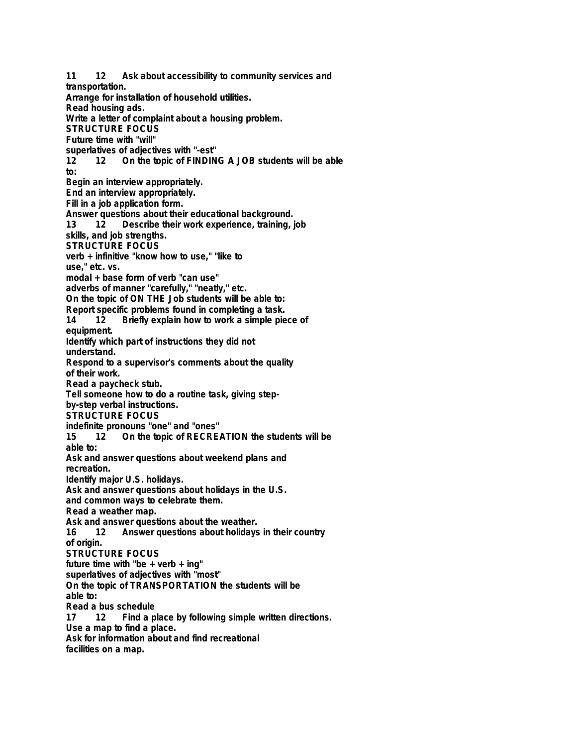11 12 Ask about accessibility to community services and transportation.
Arrange for installation of household utilities.
Read housing ads.
Write a letter of complaint about a housing problem.
STRUCTURE FOCUS
Future time with "will"
superlatives of adjectives with "-est"
12 12 On the topic of FINDING A JOB students will be able to:
Begin an interview appropriately.
End an interview appropriately.
Fill in a job application form.
Answer questions about their educational background.
13 12 Describe their work experience, training, job skills, and job strengths.
STRUCTURE FOCUS
verb + infinitive "know how to use," "like to use," etc. vs.
modal + base form of verb "can use"
adverbs of manner "carefully," "neatly," etc.
On the topic of ON THE Job students will be able to:
Report specific problems found in completing a task.
14 12 Briefly explain how to work a simple piece of equipment.
Identify which part of instructions they did not understand.
Respond to a supervisor's comments about the quality of their work.
Read a paycheck stub.
Tell someone how to do a routine task, giving step-by-step verbal instructions.
STRUCTURE FOCUS
indefinite pronouns "one" and "ones"
15 12 On the topic of RECREATION the students will be able to:
Ask and answer questions about weekend plans and recreation.
Identify major U.S. holidays.
Ask and answer questions about holidays in the U.S. and common ways to celebrate them.
Read a weather map.
Ask and answer questions about the weather.
16 12 Answer questions about holidays in their country of origin.
STRUCTURE FOCUS
future time with "be + verb + ing"
superlatives of adjectives with "most"
On the topic of TRANSPORTATION the students will be able to:
Read a bus schedule
17 12 Find a place by following simple written directions.
Use a map to find a place.
Ask for information about and find recreational facilities on a map.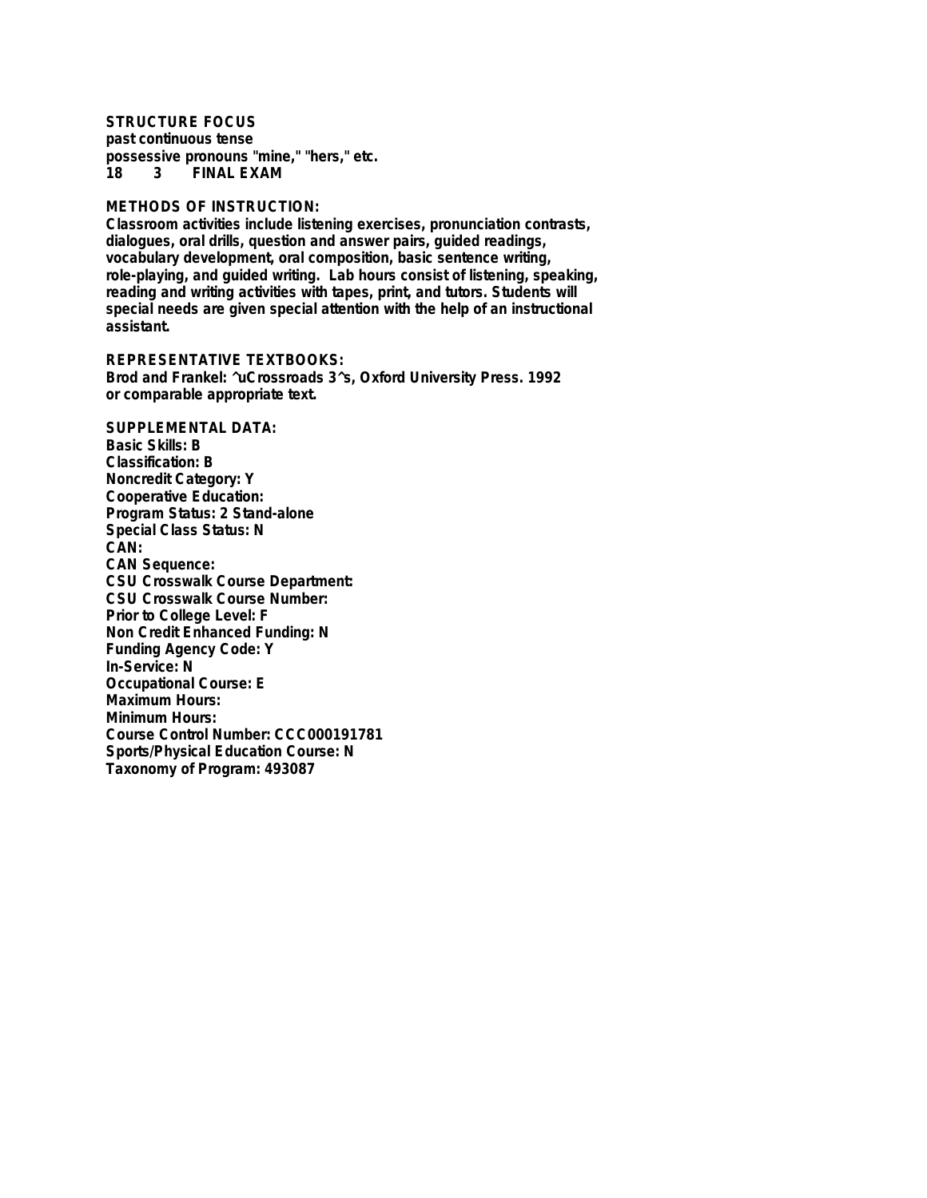**STRUCTURE FOCUS**
**past continuous tense**
**possessive pronouns "mine," "hers," etc.**
**18 3 FINAL EXAM**

**METHODS OF INSTRUCTION:**
**Classroom activities include listening exercises, pronunciation contrasts, dialogues, oral drills, question and answer pairs, guided readings, vocabulary development, oral composition, basic sentence writing, role-playing, and guided writing. Lab hours consist of listening, speaking, reading and writing activities with tapes, print, and tutors. Students will special needs are given special attention with the help of an instructional assistant.**

**REPRESENTATIVE TEXTBOOKS:**
**Brod and Frankel: ^uCrossroads 3^s, Oxford University Press. 1992 or comparable appropriate text.**

**SUPPLEMENTAL DATA:**
**Basic Skills: B**
**Classification: B**
**Noncredit Category: Y**
**Cooperative Education:**
**Program Status: 2 Stand-alone**
**Special Class Status: N**
**CAN:**
**CAN Sequence:**
**CSU Crosswalk Course Department:**
**CSU Crosswalk Course Number:**
**Prior to College Level: F**
**Non Credit Enhanced Funding: N**
**Funding Agency Code: Y**
**In-Service: N**
**Occupational Course: E**
**Maximum Hours:**
**Minimum Hours:**
**Course Control Number: CCC000191781**
**Sports/Physical Education Course: N**
**Taxonomy of Program: 493087**